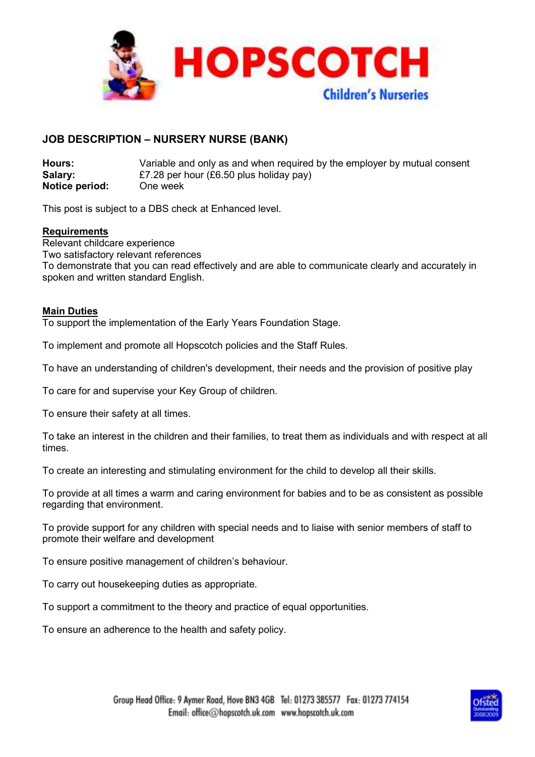# HOPSCOTCH

Children's Nurseries

## JOB DESCRIPTION – NURSERY NURSE (BANK)

**Hours:** Variable and only as and when required by the employer by mutual consent
**Salary:** £7.28 per hour (£6.50 plus holiday pay)
**Notice period:** One week

This post is subject to a DBS check at Enhanced level.

### Requirements

Relevant childcare experience
Two satisfactory relevant references
To demonstrate that you can read effectively and are able to communicate clearly and accurately in spoken and written standard English.

### Main Duties

To support the implementation of the Early Years Foundation Stage.

To implement and promote all Hopscotch policies and the Staff Rules.

To have an understanding of children's development, their needs and the provision of positive play

To care for and supervise your Key Group of children.

To ensure their safety at all times.

To take an interest in the children and their families, to treat them as individuals and with respect at all times.

To create an interesting and stimulating environment for the child to develop all their skills.

To provide at all times a warm and caring environment for babies and to be as consistent as possible regarding that environment.

To provide support for any children with special needs and to liaise with senior members of staff to promote their welfare and development

To ensure positive management of children's behaviour.

To carry out housekeeping duties as appropriate.

To support a commitment to the theory and practice of equal opportunities.

To ensure an adherence to the health and safety policy.

Group Head Office: 9 Aymer Road, Hove BN3 4GB Tel: 01273 385577 Fax: 01273 774154
Email: office@hopscotch.uk.com www.hopscotch.uk.com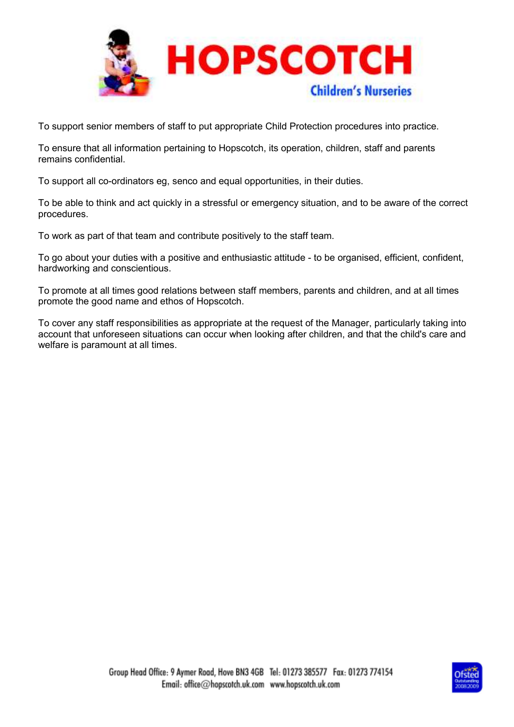To support senior members of staff to put appropriate Child Protection procedures into practice.

To ensure that all information pertaining to Hopscotch, its operation, children, staff and parents remains confidential.

To support all co-ordinators eg, senco and equal opportunities, in their duties.

To be able to think and act quickly in a stressful or emergency situation, and to be aware of the correct procedures.

To work as part of that team and contribute positively to the staff team.

To go about your duties with a positive and enthusiastic attitude - to be organised, efficient, confident, hardworking and conscientious.

To promote at all times good relations between staff members, parents and children, and at all times promote the good name and ethos of Hopscotch.

To cover any staff responsibilities as appropriate at the request of the Manager, particularly taking into account that unforeseen situations can occur when looking after children, and that the child's care and welfare is paramount at all times.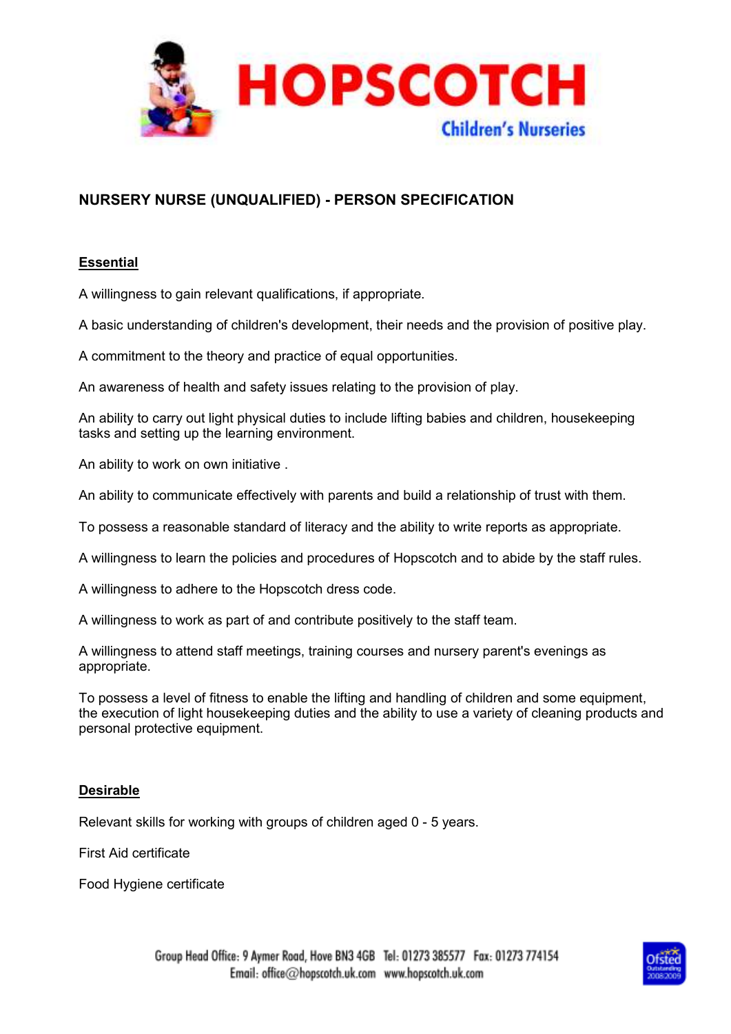# NURSERY NURSE (UNQUALIFIED) - PERSON SPECIFICATION

## Essential

A willingness to gain relevant qualifications, if appropriate.

A basic understanding of children's development, their needs and the provision of positive play.

A commitment to the theory and practice of equal opportunities.

An awareness of health and safety issues relating to the provision of play.

An ability to carry out light physical duties to include lifting babies and children, housekeeping tasks and setting up the learning environment.

An ability to work on own initiative .

An ability to communicate effectively with parents and build a relationship of trust with them.

To possess a reasonable standard of literacy and the ability to write reports as appropriate.

A willingness to learn the policies and procedures of Hopscotch and to abide by the staff rules.

A willingness to adhere to the Hopscotch dress code.

A willingness to work as part of and contribute positively to the staff team.

A willingness to attend staff meetings, training courses and nursery parent's evenings as appropriate.

To possess a level of fitness to enable the lifting and handling of children and some equipment, the execution of light housekeeping duties and the ability to use a variety of cleaning products and personal protective equipment.

## Desirable

Relevant skills for working with groups of children aged 0 - 5 years.

First Aid certificate

Food Hygiene certificate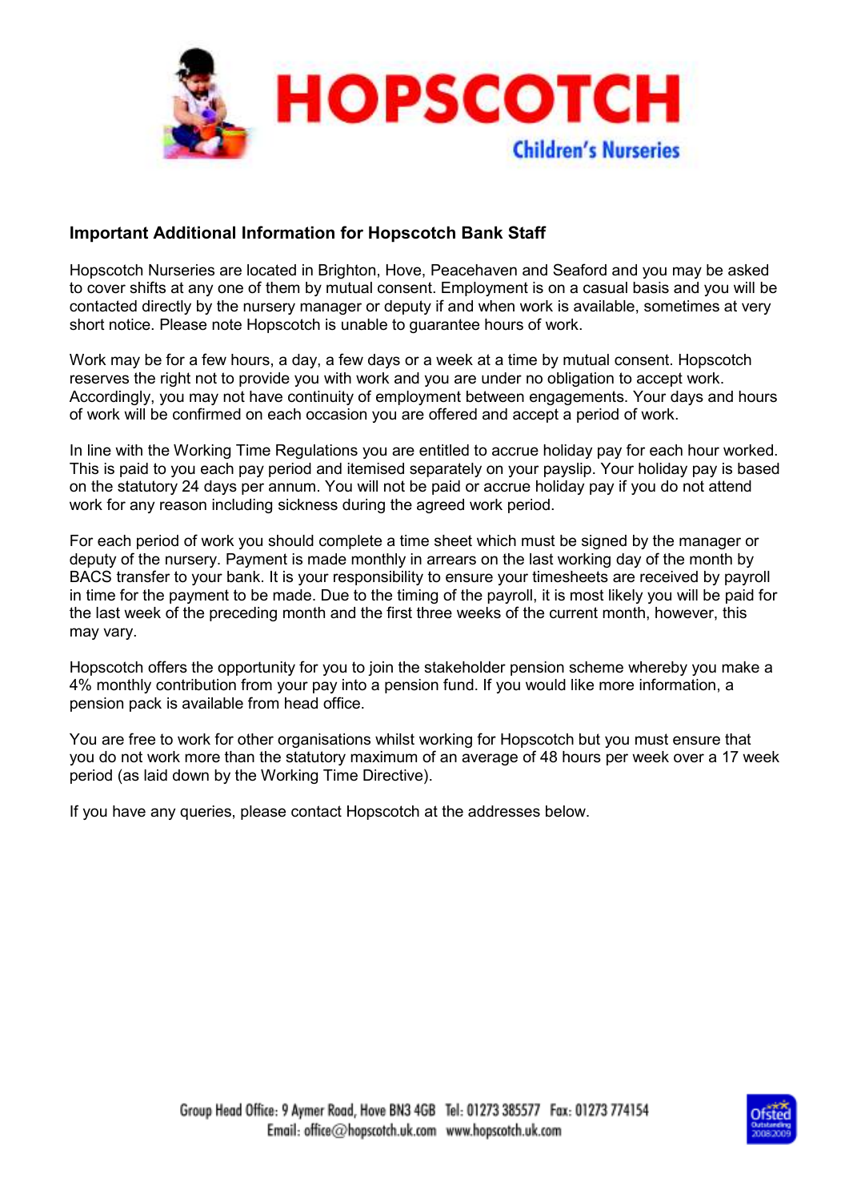HOPSCOTCH

Children's Nurseries

**Important Additional Information for Hopscotch Bank Staff**

Hopscotch Nurseries are located in Brighton, Hove, Peacehaven and Seaford and you may be asked to cover shifts at any one of them by mutual consent. Employment is on a casual basis and you will be contacted directly by the nursery manager or deputy if and when work is available, sometimes at very short notice. Please note Hopscotch is unable to guarantee hours of work.

Work may be for a few hours, a day, a few days or a week at a time by mutual consent. Hopscotch reserves the right not to provide you with work and you are under no obligation to accept work. Accordingly, you may not have continuity of employment between engagements. Your days and hours of work will be confirmed on each occasion you are offered and accept a period of work.

In line with the Working Time Regulations you are entitled to accrue holiday pay for each hour worked. This is paid to you each pay period and itemised separately on your payslip. Your holiday pay is based on the statutory 24 days per annum. You will not be paid or accrue holiday pay if you do not attend work for any reason including sickness during the agreed work period.

For each period of work you should complete a time sheet which must be signed by the manager or deputy of the nursery. Payment is made monthly in arrears on the last working day of the month by BACS transfer to your bank. It is your responsibility to ensure your timesheets are received by payroll in time for the payment to be made. Due to the timing of the payroll, it is most likely you will be paid for the last week of the preceding month and the first three weeks of the current month, however, this may vary.

Hopscotch offers the opportunity for you to join the stakeholder pension scheme whereby you make a 4% monthly contribution from your pay into a pension fund. If you would like more information, a pension pack is available from head office.

You are free to work for other organisations whilst working for Hopscotch but you must ensure that you do not work more than the statutory maximum of an average of 48 hours per week over a 17 week period (as laid down by the Working Time Directive).

If you have any queries, please contact Hopscotch at the addresses below.

Group Head Office: 9 Aymer Road, Hove BN3 4GB Tel: 01273 385577 Fax: 01273 774154
Email: office@hopscotch.uk.com www.hopscotch.uk.com